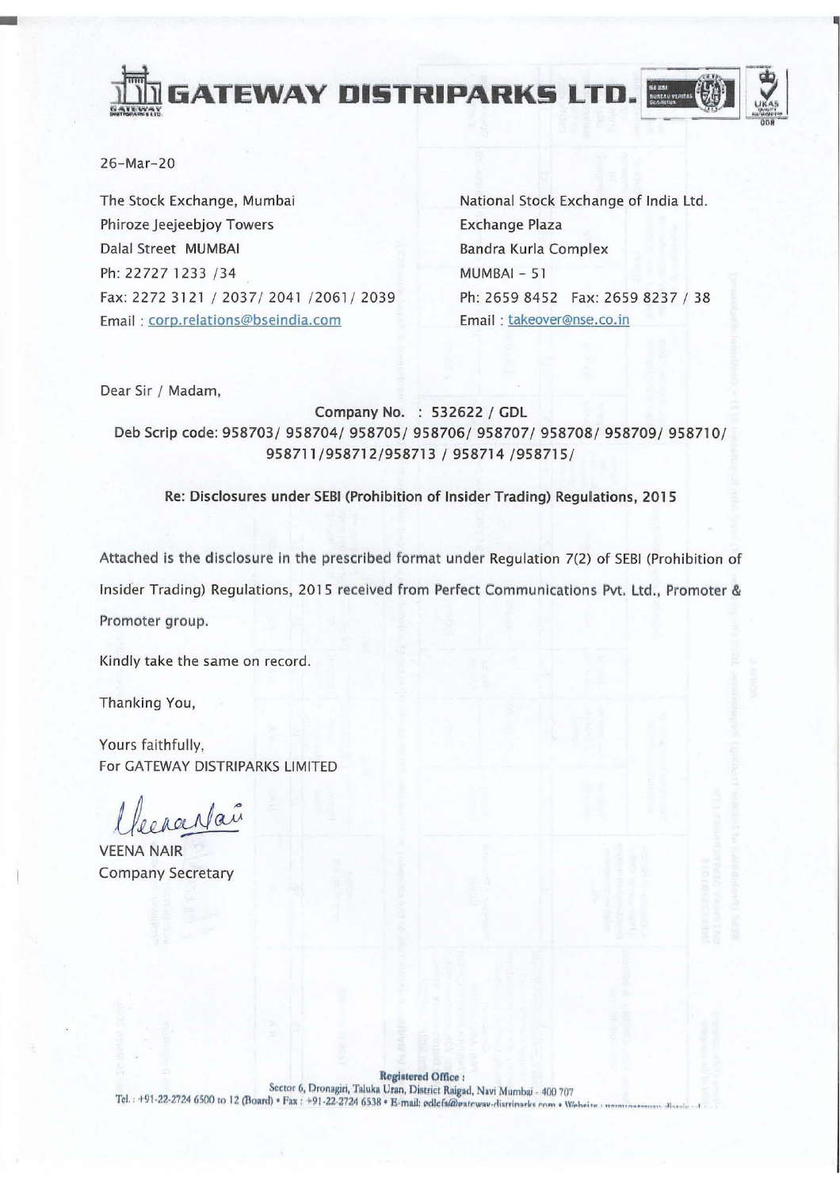# GATEWAY DISTRIPARKS LTD.

26-Mar-20

The Stock Exchange, Mumbai
Phiroze Jeejeebjoy Towers
Dalal Street MUMBAI
Ph: 22727 1233 /34
Fax: 2272 3121 / 2037/ 2041 /2061/ 2039
Email : corp.relations@bseindia.com

National Stock Exchange of India Ltd.
Exchange Plaza
Bandra Kurla Complex
MUMBAI - 51
Ph: 2659 8452 Fax: 2659 8237 / 38
Email : takeover@nse.co.in

Dear Sir / Madam,

**Company No. : 532622 / GDL**
**Deb Scrip code: 958703/ 958704/ 958705/ 958706/ 958707/ 958708/ 958709/ 958710/ 958711/958712/958713 / 958714 /958715/**

**Re: Disclosures under SEBI (Prohibition of Insider Trading) Regulations, 2015**

Attached is the disclosure in the prescribed format under Regulation 7(2) of SEBI (Prohibition of Insider Trading) Regulations, 2015 received from Perfect Communications Pvt. Ltd., Promoter & Promoter group.

Kindly take the same on record.

Thanking You,

Yours faithfully,
For GATEWAY DISTRIPARKS LIMITED

VEENA NAIR
Company Secretary

**Registered Office :**
Sector 6, Dronagiri, Taluka Uran, District Raigad, Navi Mumbai - 400 707
Tel. : +91-22-2724 6500 to 12 (Board) • Fax : +91-22-2724 6538 • E-mail: gdlcfs@gateway-distriparks.com • Website : www.gateway-distriparks.com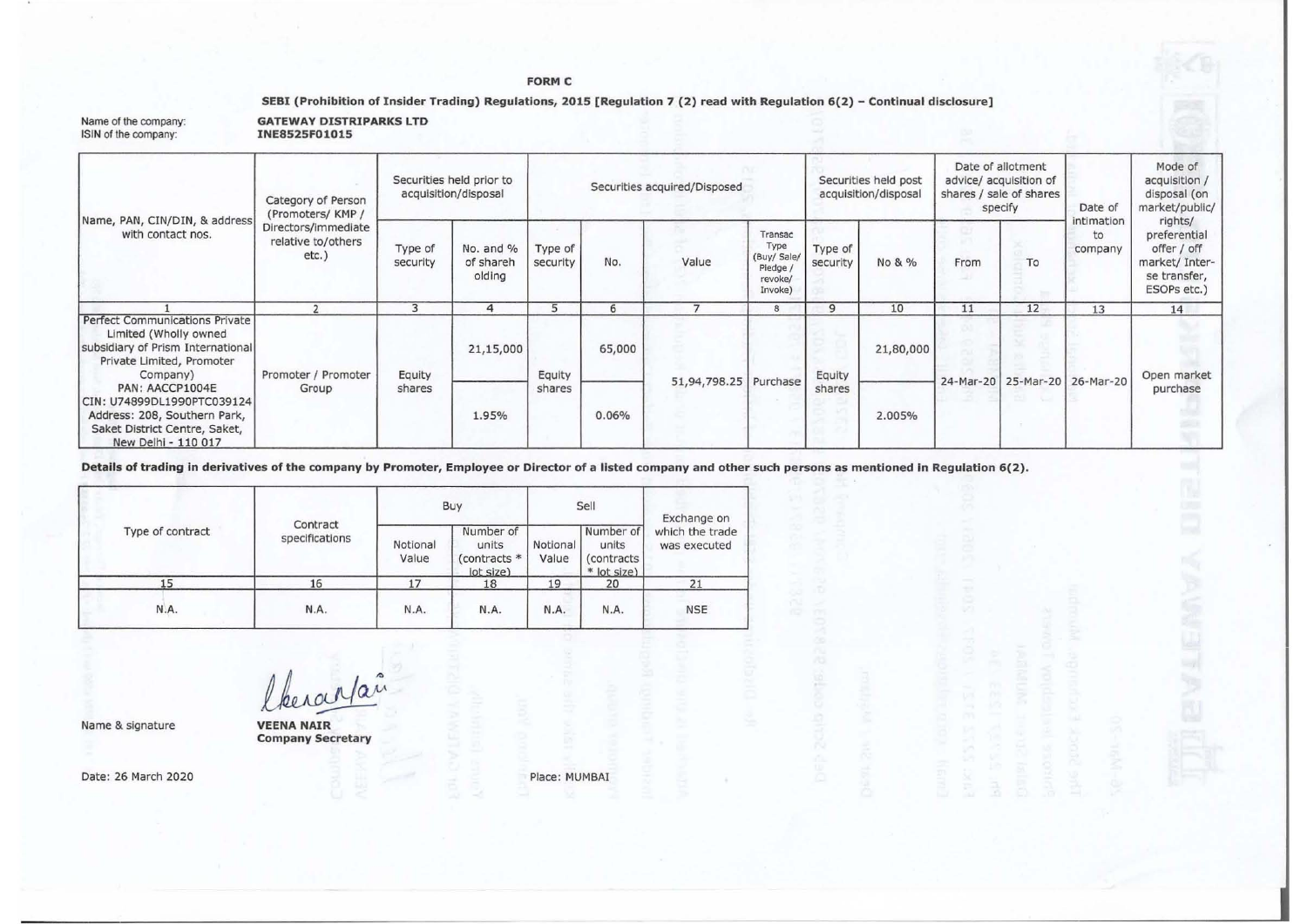**FORM C**

**SEBI (Prohibition of Insider Trading) Regulations, 2015 [Regulation 7 (2) read with Regulation 6(2) – Continual disclosure]**

Name of the company: **GATEWAY DISTRIPARKS LTD**
ISIN of the company: **INE8525F01015**

| Name, PAN, CIN/DIN, & address with contact nos. | Category of Person (Promoters/ KMP / Directors/immediate relative to/others etc.) | Securities held prior to acquisition/disposal | | Securities acquired/Disposed | | | | Securities held post acquisition/disposal | | Date of allotment advice/ acquisition of shares / sale of shares specify | | Date of intimation to company | Mode of acquisition / disposal (on market/public/ rights/ preferential offer / off market/ Inter-se transfer, ESOPs etc.) |
|---|---|---|---|---|---|---|---|---|---|---|---|---|---|
| | | Type of security | No. and % of shareholding | Type of security | No. | Value | Transac Type (Buy/ Sale/ Pledge / revoke/ Invoke) | Type of security | No & % | From | To | | |
| 1 | 2 | 3 | 4 | 5 | 6 | 7 | 8 | 9 | 10 | 11 | 12 | 13 | 14 |
| Perfect Communications Private Limited (Wholly owned subsidiary of Prism International Private Limited, Promoter Company) PAN: AACCP1004E CIN: U74899DL1990PTC039124 Address: 208, Southern Park, Saket District Centre, Saket, New Delhi - 110 017 | Promoter / Promoter Group | Equity shares | 21,15,000 | Equity shares | 65,000 | 51,94,798.25 | Purchase | Equity shares | 21,80,000 | 24-Mar-20 | 25-Mar-20 | 26-Mar-20 | Open market purchase |
| | | | 1.95% | | 0.06% | | | | 2.005% | | | | |

**Details of trading in derivatives of the company by Promoter, Employee or Director of a listed company and other such persons as mentioned in Regulation 6(2).**

| Type of contract | Contract specifications | Buy | | Sell | | Exchange on which the trade was executed |
|---|---|---|---|---|---|---|
| | | Notional Value | Number of units (contracts * lot size) | Notional Value | Number of units (contracts * lot size) | |
| 15 | 16 | 17 | 18 | 19 | 20 | 21 |
| N.A. | N.A. | N.A. | N.A. | N.A. | N.A. | NSE |

Name & signature

**VEENA NAIR**
**Company Secretary**

Date: 26 March 2020

Place: MUMBAI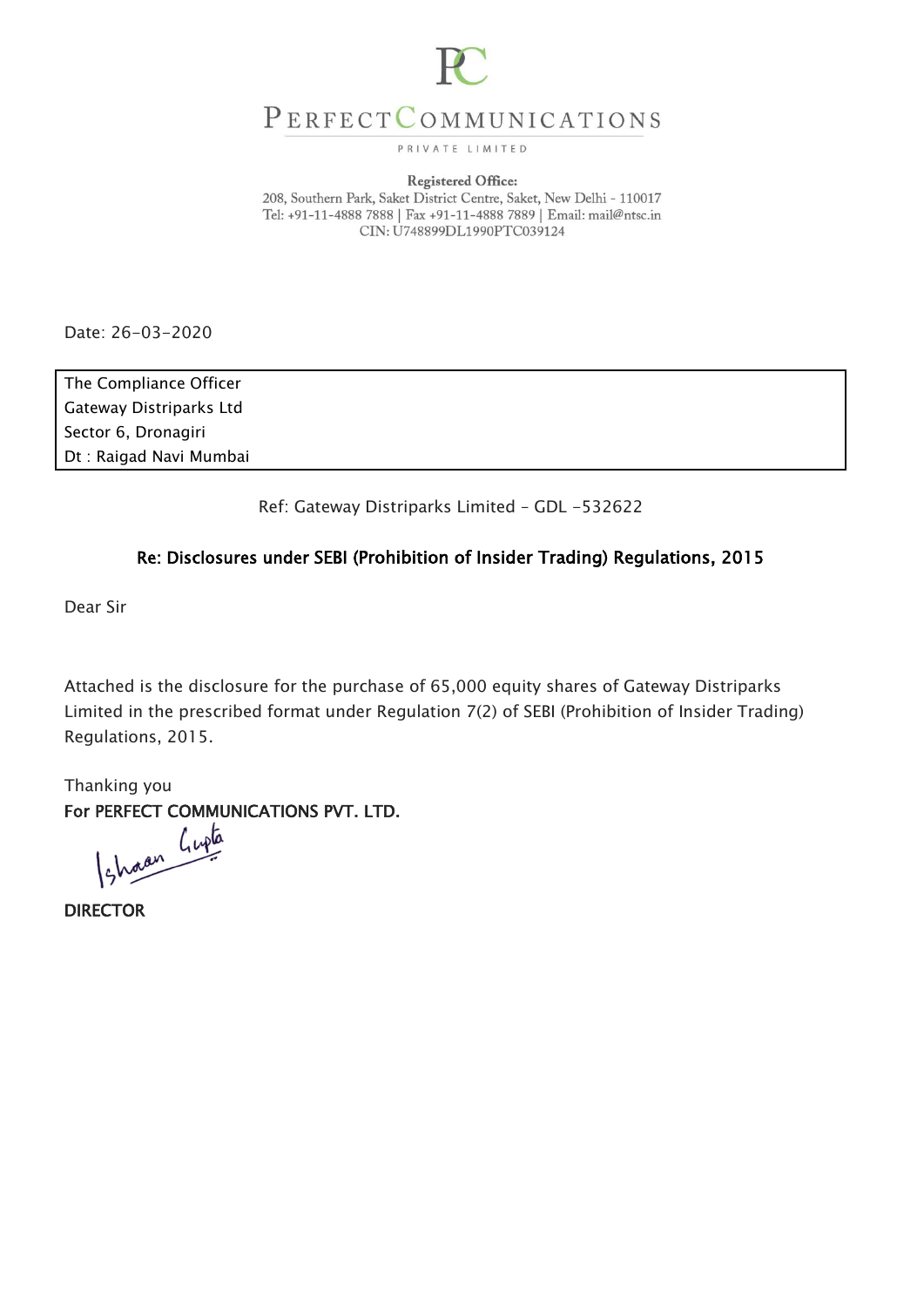**PERFECT COMMUNICATIONS**

PRIVATE LIMITED

**Registered Office:**
208, Southern Park, Saket District Centre, Saket, New Delhi - 110017
Tel: +91-11-4888 7888 | Fax +91-11-4888 7889 | Email: mail@ntsc.in
CIN: U748899DL1990PTC039124

Date: 26-03-2020

| The Compliance Officer<br>Gateway Distriparks Ltd<br>Sector 6, Dronagiri<br>Dt : Raigad Navi Mumbai |
|---|

Ref: Gateway Distriparks Limited – GDL -532622

**Re: Disclosures under SEBI (Prohibition of Insider Trading) Regulations, 2015**

Dear Sir

Attached is the disclosure for the purchase of 65,000 equity shares of Gateway Distriparks Limited in the prescribed format under Regulation 7(2) of SEBI (Prohibition of Insider Trading) Regulations, 2015.

Thanking you
**For PERFECT COMMUNICATIONS PVT. LTD.**

Ishaan Gupta

**DIRECTOR**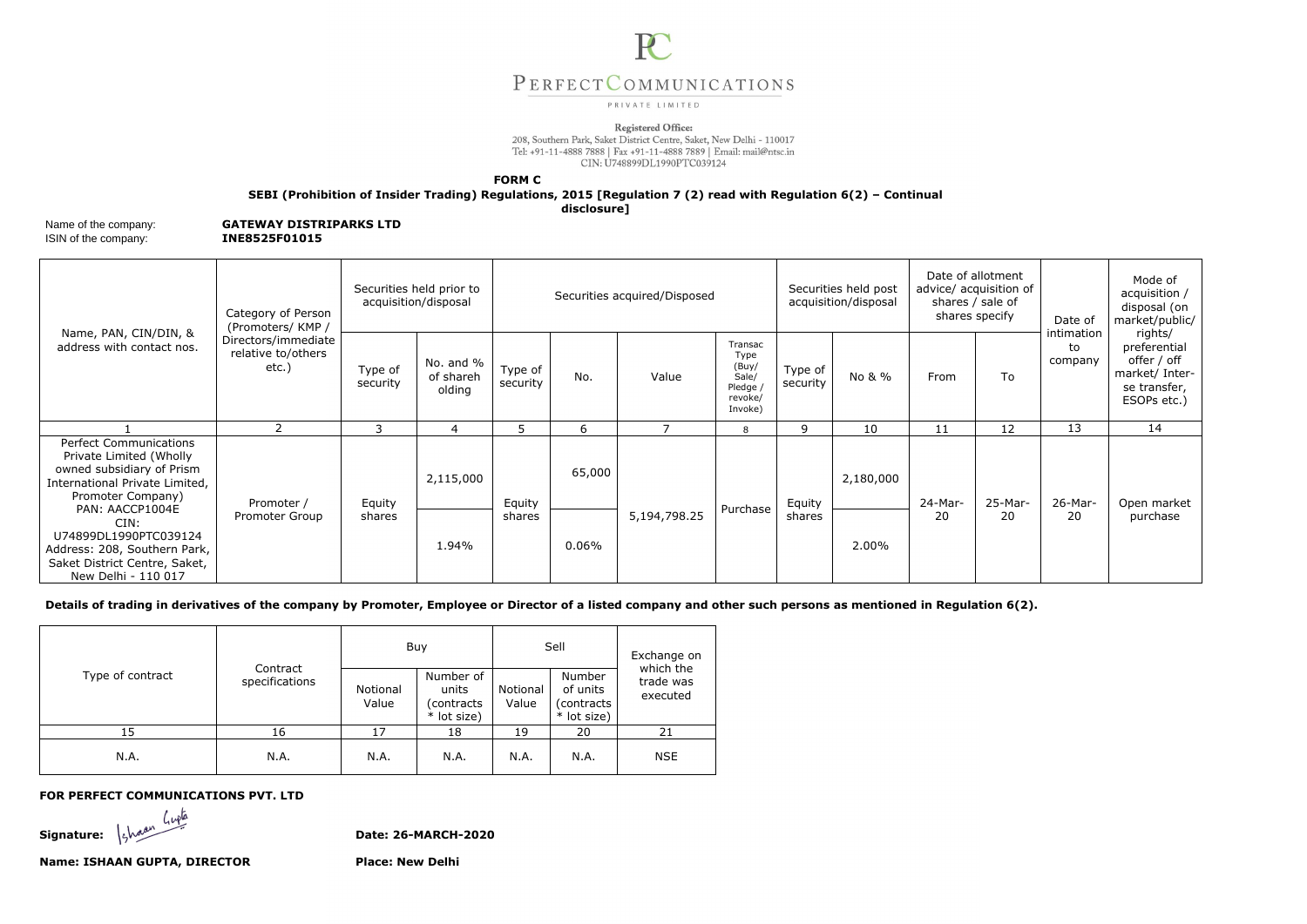PERFECT COMMUNICATIONS

PRIVATE LIMITED

**Registered Office:**
208, Southern Park, Saket District Centre, Saket, New Delhi - 110017
Tel: +91-11-4888 7888 | Fax +91-11-4888 7889 | Email: mail@ntsc.in
CIN: U748899DL1990PTC039124

**FORM C**

**SEBI (Prohibition of Insider Trading) Regulations, 2015 [Regulation 7 (2) read with Regulation 6(2) – Continual disclosure]**

Name of the company: **GATEWAY DISTRIPARKS LTD**
ISIN of the company: **INE8525F01015**

| Name, PAN, CIN/DIN, & address with contact nos. | Category of Person (Promoters/ KMP / Directors/immediate relative to/others etc.) | Securities held prior to acquisition/disposal | | Securities acquired/Disposed | | | | Securities held post acquisition/disposal | | Date of allotment advice/ acquisition of shares / sale of shares specify | | Date of intimation to company | Mode of acquisition / disposal (on market/public/ rights/ preferential offer / off market/ Inter-se transfer, ESOPs etc.) |
|---|---|---|---|---|---|---|---|---|---|---|---|---|---|
| | | Type of security | No. and % of shareholding | Type of security | No. | Value | Transac Type (Buy/ Sale/ Pledge / revoke/ Invoke) | Type of security | No & % | From | To | | |
| 1 | 2 | 3 | 4 | 5 | 6 | 7 | 8 | 9 | 10 | 11 | 12 | 13 | 14 |
| Perfect Communications Private Limited (Wholly owned subsidiary of Prism International Private Limited, Promoter Company) PAN: AACCP1004E CIN: U74899DL1990PTC039124 Address: 208, Southern Park, Saket District Centre, Saket, New Delhi - 110 017 | Promoter / Promoter Group | Equity shares | 2,115,000<br>1.94% | Equity shares | 65,000<br>0.06% | 5,194,798.25 | Purchase | Equity shares | 2,180,000<br>2.00% | 24-Mar-20 | 25-Mar-20 | 26-Mar-20 | Open market purchase |

**Details of trading in derivatives of the company by Promoter, Employee or Director of a listed company and other such persons as mentioned in Regulation 6(2).**

| Type of contract | Contract specifications | Buy | | Sell | | Exchange on which the trade was executed |
|---|---|---|---|---|---|---|
| | | Notional Value | Number of units (contracts * lot size) | Notional Value | Number of units (contracts * lot size) | |
| 15 | 16 | 17 | 18 | 19 | 20 | 21 |
| N.A. | N.A. | N.A. | N.A. | N.A. | N.A. | NSE |

**FOR PERFECT COMMUNICATIONS PVT. LTD**

**Signature:** Ishaan Gupta

**Date: 26-MARCH-2020**

**Name: ISHAAN GUPTA, DIRECTOR**

**Place: New Delhi**